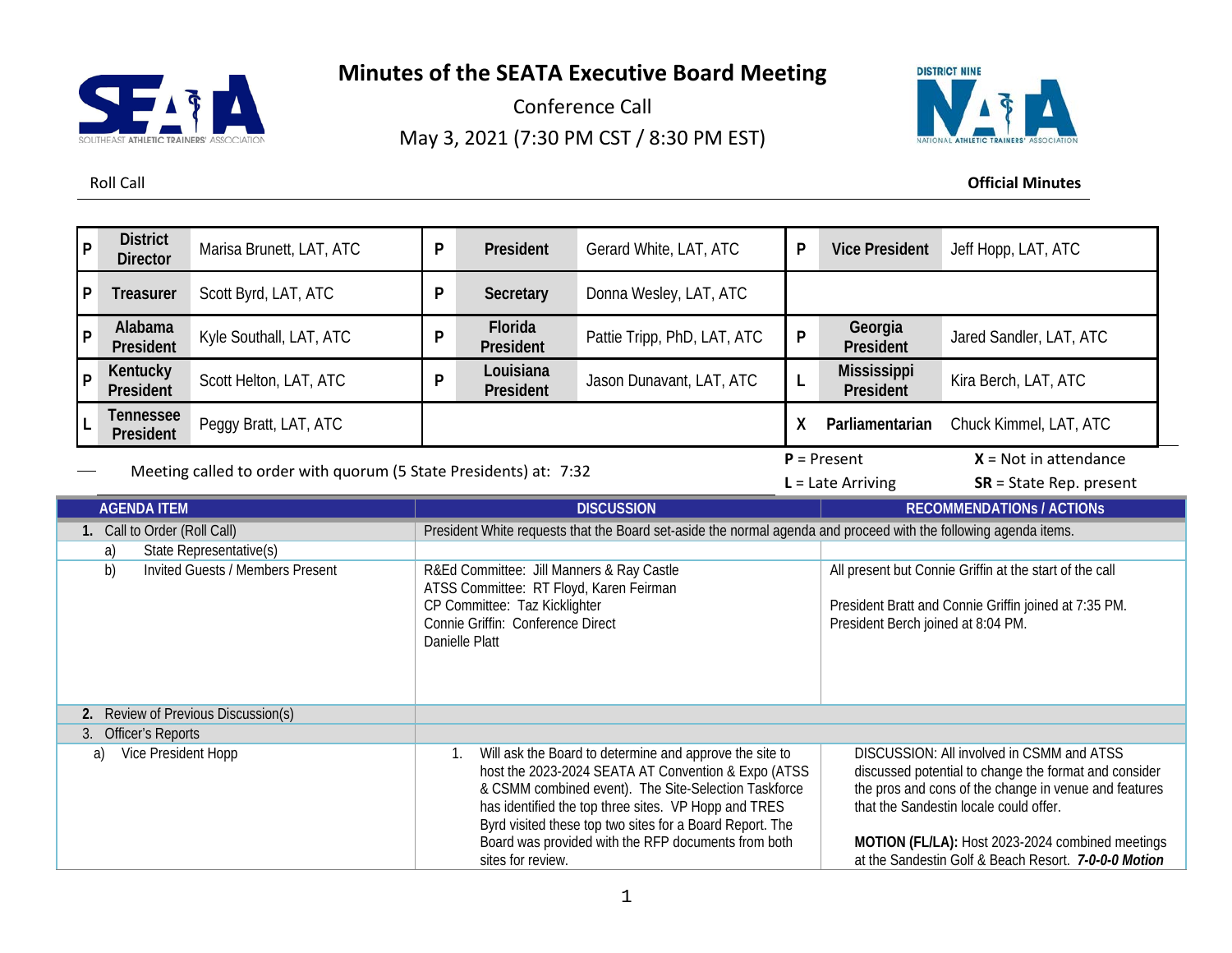# Minutes of the SEATA Executive Board Meeting

Conference Call

May 3, 2021 (7:30 PM CST / 8:30 PM EST)

Roll Call

**Official Minutes**

| | | | | | | | | |
|---|---|---|---|---|---|---|---|---|
| P | **District Director** | Marisa Brunett, LAT, ATC | P | **President** | Gerard White, LAT, ATC | P | **Vice President** | Jeff Hopp, LAT, ATC |
| P | **Treasurer** | Scott Byrd, LAT, ATC | P | **Secretary** | Donna Wesley, LAT, ATC | | | |
| P | **Alabama President** | Kyle Southall, LAT, ATC | P | **Florida President** | Pattie Tripp, PhD, LAT, ATC | P | **Georgia President** | Jared Sandler, LAT, ATC |
| P | **Kentucky President** | Scott Helton, LAT, ATC | P | **Louisiana President** | Jason Dunavant, LAT, ATC | L | **Mississippi President** | Kira Berch, LAT, ATC |
| L | **Tennessee President** | Peggy Bratt, LAT, ATC | | | | X | **Parliamentarian** | Chuck Kimmel, LAT, ATC |

Meeting called to order with quorum (5 State Presidents) at: 7:32

**P** = Present **X** = Not in attendance
**L** = Late Arriving **SR** = State Rep. present

| AGENDA ITEM | DISCUSSION | RECOMMENDATIONs / ACTIONs |
|---|---|---|
| **1.** Call to Order (Roll Call) | President White requests that the Board set-aside the normal agenda and proceed with the following agenda items. | |
| a) State Representative(s) | | |
| b) Invited Guests / Members Present | R&Ed Committee: Jill Manners & Ray Castle<br>ATSS Committee: RT Floyd, Karen Feirman<br>CP Committee: Taz Kicklighter<br>Connie Griffin: Conference Direct<br>Danielle Platt | All present but Connie Griffin at the start of the call<br><br>President Bratt and Connie Griffin joined at 7:35 PM.<br>President Berch joined at 8:04 PM. |
| **2.** Review of Previous Discussion(s) | | |
| 3. Officer's Reports | | |
| a) Vice President Hopp | 1. Will ask the Board to determine and approve the site to host the 2023-2024 SEATA AT Convention & Expo (ATSS & CSMM combined event). The Site-Selection Taskforce has identified the top three sites. VP Hopp and TRES Byrd visited these top two sites for a Board Report. The Board was provided with the RFP documents from both sites for review. | DISCUSSION: All involved in CSMM and ATSS discussed potential to change the format and consider the pros and cons of the change in venue and features that the Sandestin locale could offer.<br><br>**MOTION (FL/LA):** Host 2023-2024 combined meetings at the Sandestin Golf & Beach Resort. ***7-0-0-0 Motion*** |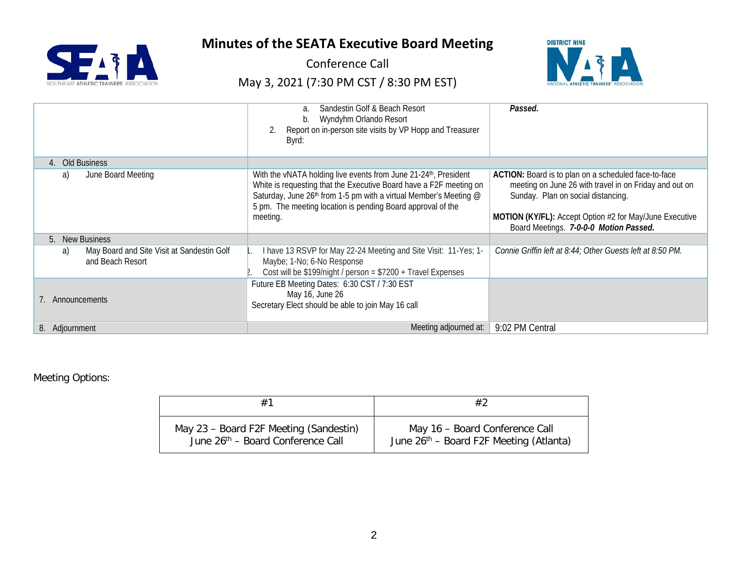# Minutes of the SEATA Executive Board Meeting

Conference Call

May 3, 2021 (7:30 PM CST / 8:30 PM EST)

| | | |
|---|---|---|
| | a. Sandestin Golf & Beach Resort<br>b. Wyndyhm Orlando Resort<br>2. Report on in-person site visits by VP Hopp and Treasurer Byrd: | ***Passed.*** |
| 4. Old Business | | |
| a) June Board Meeting | With the vNATA holding live events from June 21-24th, President White is requesting that the Executive Board have a F2F meeting on Saturday, June 26th from 1-5 pm with a virtual Member's Meeting @ 5 pm. The meeting location is pending Board approval of the meeting. | **ACTION:** Board is to plan on a scheduled face-to-face meeting on June 26 with travel in on Friday and out on Sunday. Plan on social distancing.<br><br>**MOTION (KY/FL):** Accept Option #2 for May/June Executive Board Meetings. ***7-0-0-0 Motion Passed.*** |
| 5. New Business | | |
| a) May Board and Site Visit at Sandestin Golf and Beach Resort | 1. I have 13 RSVP for May 22-24 Meeting and Site Visit: 11-Yes; 1-Maybe; 1-No; 6-No Response<br>2. Cost will be $199/night / person = $7200 + Travel Expenses | *Connie Griffin left at 8:44; Other Guests left at 8:50 PM.* |
| 7. Announcements | Future EB Meeting Dates: 6:30 CST / 7:30 EST<br>May 16, June 26<br>Secretary Elect should be able to join May 16 call | |
| 8. Adjournment | Meeting adjourned at: | 9:02 PM Central |

Meeting Options:

| #1 | #2 |
|---|---|
| May 23 – Board F2F Meeting (Sandestin)<br>June 26th – Board Conference Call | May 16 – Board Conference Call<br>June 26th – Board F2F Meeting (Atlanta) |